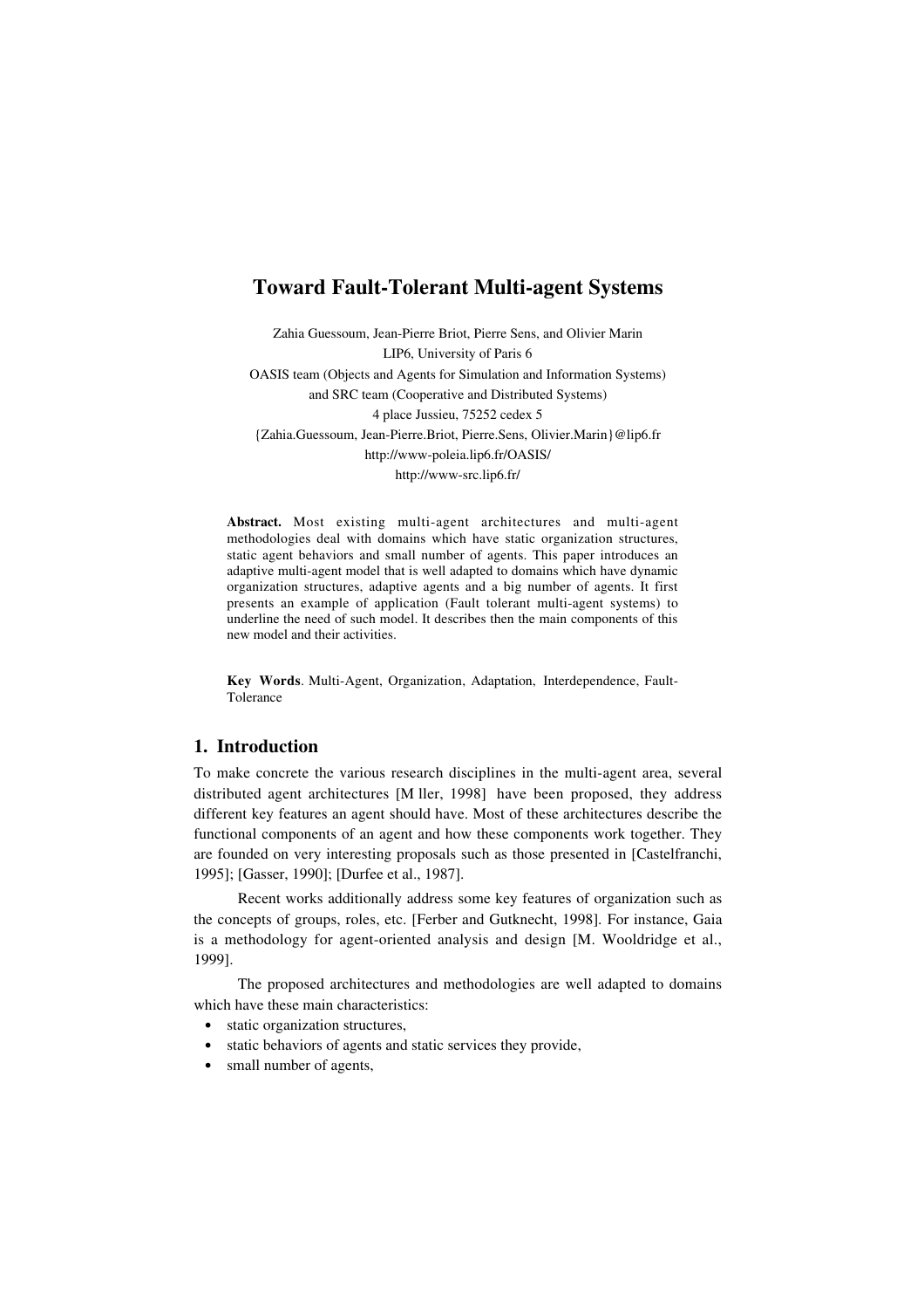# Toward Fault-Tolerant Multi-agent Systems

Zahia Guessoum, Jean-Pierre Briot, Pierre Sens, and Olivier Marin
LIP6, University of Paris 6
OASIS team (Objects and Agents for Simulation and Information Systems)
and SRC team (Cooperative and Distributed Systems)
4 place Jussieu, 75252 cedex 5
{Zahia.Guessoum, Jean-Pierre.Briot, Pierre.Sens, Olivier.Marin}@lip6.fr
http://www-poleia.lip6.fr/OASIS/
http://www-src.lip6.fr/

**Abstract.** Most existing multi-agent architectures and multi-agent methodologies deal with domains which have static organization structures, static agent behaviors and small number of agents. This paper introduces an adaptive multi-agent model that is well adapted to domains which have dynamic organization structures, adaptive agents and a big number of agents. It first presents an example of application (Fault tolerant multi-agent systems) to underline the need of such model. It describes then the main components of this new model and their activities.

**Key Words**. Multi-Agent, Organization, Adaptation, Interdependence, Fault-Tolerance

## 1. Introduction

To make concrete the various research disciplines in the multi-agent area, several distributed agent architectures [M ller, 1998] have been proposed, they address different key features an agent should have. Most of these architectures describe the functional components of an agent and how these components work together. They are founded on very interesting proposals such as those presented in [Castelfranchi, 1995]; [Gasser, 1990]; [Durfee et al., 1987].

Recent works additionally address some key features of organization such as the concepts of groups, roles, etc. [Ferber and Gutknecht, 1998]. For instance, Gaia is a methodology for agent-oriented analysis and design [M. Wooldridge et al., 1999].

The proposed architectures and methodologies are well adapted to domains which have these main characteristics:

- static organization structures,
- static behaviors of agents and static services they provide,
- small number of agents,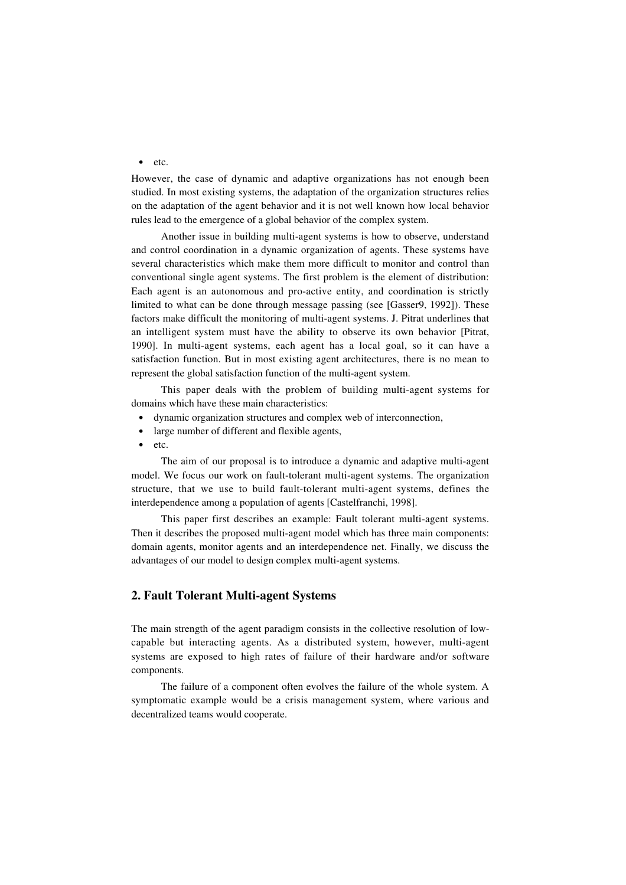- etc.

However, the case of dynamic and adaptive organizations has not enough been studied. In most existing systems, the adaptation of the organization structures relies on the adaptation of the agent behavior and it is not well known how local behavior rules lead to the emergence of a global behavior of the complex system.

Another issue in building multi-agent systems is how to observe, understand and control coordination in a dynamic organization of agents. These systems have several characteristics which make them more difficult to monitor and control than conventional single agent systems. The first problem is the element of distribution: Each agent is an autonomous and pro-active entity, and coordination is strictly limited to what can be done through message passing (see [Gasser9, 1992]). These factors make difficult the monitoring of multi-agent systems. J. Pitrat underlines that an intelligent system must have the ability to observe its own behavior [Pitrat, 1990]. In multi-agent systems, each agent has a local goal, so it can have a satisfaction function. But in most existing agent architectures, there is no mean to represent the global satisfaction function of the multi-agent system.

This paper deals with the problem of building multi-agent systems for domains which have these main characteristics:

- dynamic organization structures and complex web of interconnection,
- large number of different and flexible agents,
- etc.

The aim of our proposal is to introduce a dynamic and adaptive multi-agent model. We focus our work on fault-tolerant multi-agent systems. The organization structure, that we use to build fault-tolerant multi-agent systems, defines the interdependence among a population of agents [Castelfranchi, 1998].

This paper first describes an example: Fault tolerant multi-agent systems. Then it describes the proposed multi-agent model which has three main components: domain agents, monitor agents and an interdependence net. Finally, we discuss the advantages of our model to design complex multi-agent systems.

## 2. Fault Tolerant Multi-agent Systems

The main strength of the agent paradigm consists in the collective resolution of low-capable but interacting agents. As a distributed system, however, multi-agent systems are exposed to high rates of failure of their hardware and/or software components.

The failure of a component often evolves the failure of the whole system. A symptomatic example would be a crisis management system, where various and decentralized teams would cooperate.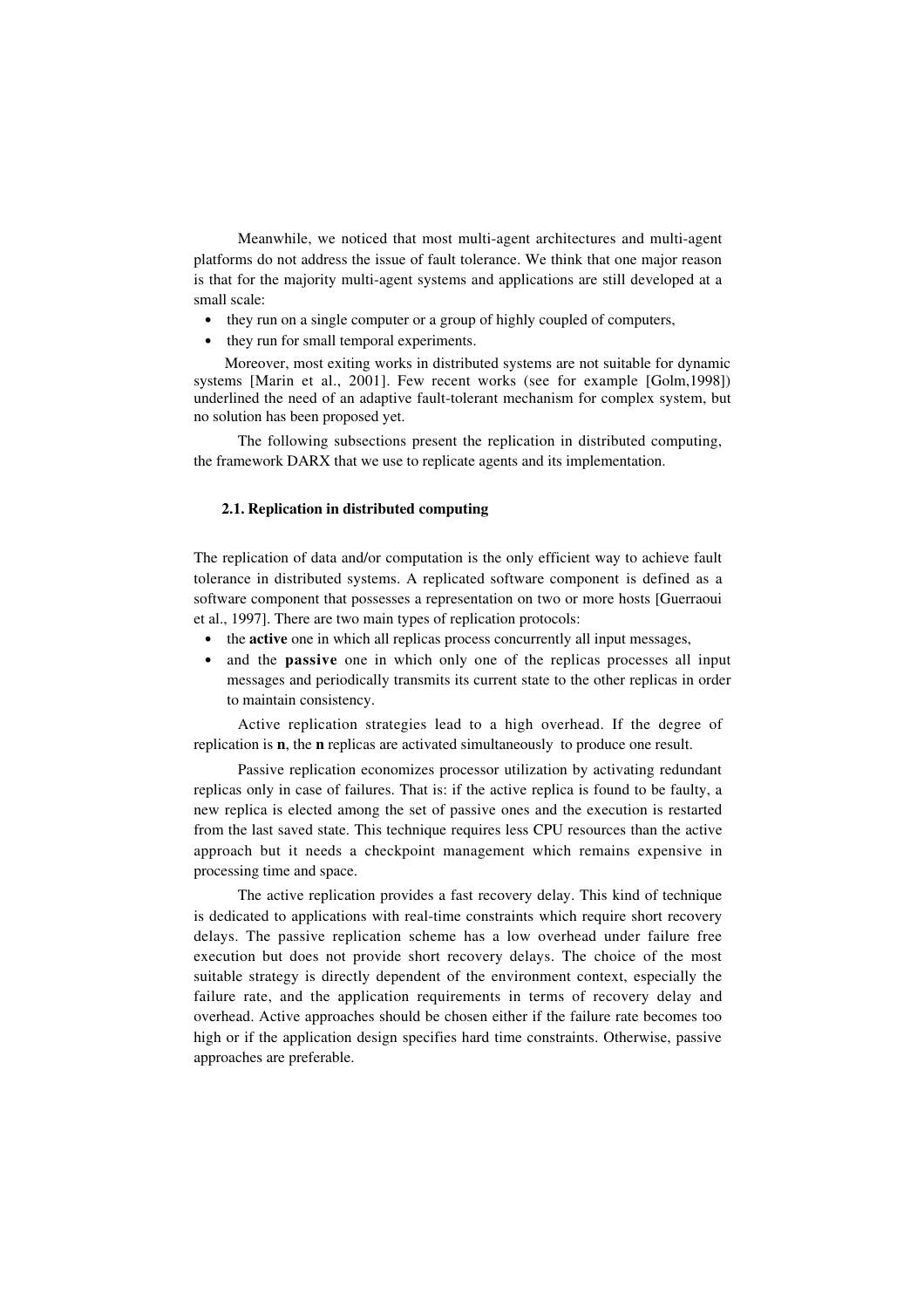Meanwhile, we noticed that most multi-agent architectures and multi-agent platforms do not address the issue of fault tolerance. We think that one major reason is that for the majority multi-agent systems and applications are still developed at a small scale:

- they run on a single computer or a group of highly coupled of computers,
- they run for small temporal experiments.

Moreover, most exiting works in distributed systems are not suitable for dynamic systems [Marin et al., 2001]. Few recent works (see for example [Golm,1998]) underlined the need of an adaptive fault-tolerant mechanism for complex system, but no solution has been proposed yet.

The following subsections present the replication in distributed computing, the framework DARX that we use to replicate agents and its implementation.

### 2.1. Replication in distributed computing

The replication of data and/or computation is the only efficient way to achieve fault tolerance in distributed systems. A replicated software component is defined as a software component that possesses a representation on two or more hosts [Guerraoui et al., 1997]. There are two main types of replication protocols:

- the **active** one in which all replicas process concurrently all input messages,
- and the **passive** one in which only one of the replicas processes all input messages and periodically transmits its current state to the other replicas in order to maintain consistency.

Active replication strategies lead to a high overhead. If the degree of replication is **n**, the **n** replicas are activated simultaneously to produce one result.

Passive replication economizes processor utilization by activating redundant replicas only in case of failures. That is: if the active replica is found to be faulty, a new replica is elected among the set of passive ones and the execution is restarted from the last saved state. This technique requires less CPU resources than the active approach but it needs a checkpoint management which remains expensive in processing time and space.

The active replication provides a fast recovery delay. This kind of technique is dedicated to applications with real-time constraints which require short recovery delays. The passive replication scheme has a low overhead under failure free execution but does not provide short recovery delays. The choice of the most suitable strategy is directly dependent of the environment context, especially the failure rate, and the application requirements in terms of recovery delay and overhead. Active approaches should be chosen either if the failure rate becomes too high or if the application design specifies hard time constraints. Otherwise, passive approaches are preferable.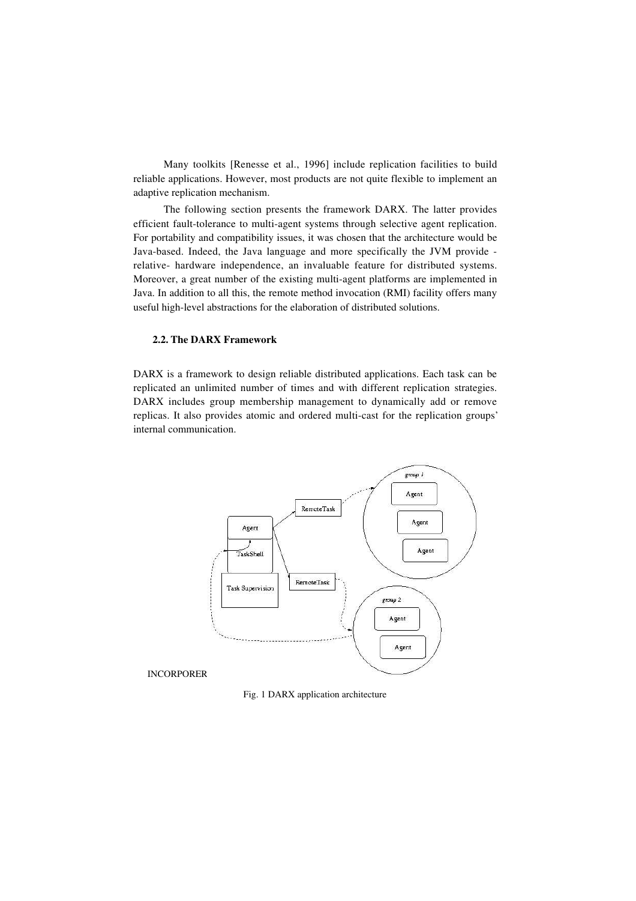Many toolkits [Renesse et al., 1996] include replication facilities to build reliable applications. However, most products are not quite flexible to implement an adaptive replication mechanism.

The following section presents the framework DARX. The latter provides efficient fault-tolerance to multi-agent systems through selective agent replication. For portability and compatibility issues, it was chosen that the architecture would be Java-based. Indeed, the Java language and more specifically the JVM provide -relative- hardware independence, an invaluable feature for distributed systems. Moreover, a great number of the existing multi-agent platforms are implemented in Java. In addition to all this, the remote method invocation (RMI) facility offers many useful high-level abstractions for the elaboration of distributed solutions.

### 2.2. The DARX Framework

DARX is a framework to design reliable distributed applications. Each task can be replicated an unlimited number of times and with different replication strategies. DARX includes group membership management to dynamically add or remove replicas. It also provides atomic and ordered multi-cast for the replication groups' internal communication.

INCORPORER

Fig. 1 DARX application architecture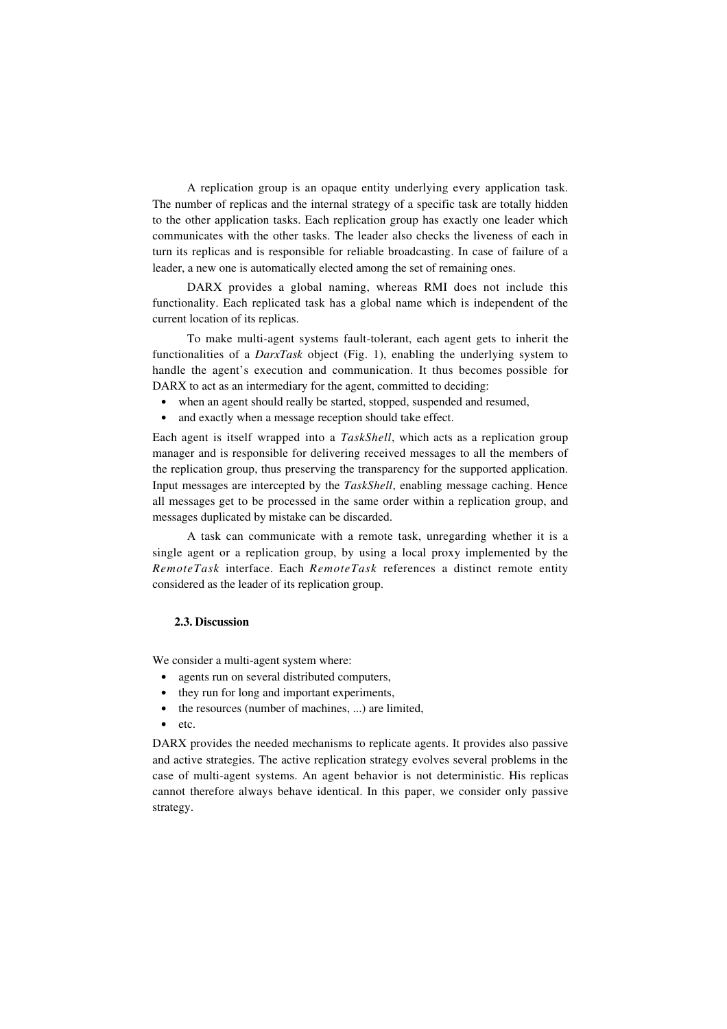A replication group is an opaque entity underlying every application task. The number of replicas and the internal strategy of a specific task are totally hidden to the other application tasks. Each replication group has exactly one leader which communicates with the other tasks. The leader also checks the liveness of each in turn its replicas and is responsible for reliable broadcasting. In case of failure of a leader, a new one is automatically elected among the set of remaining ones.

DARX provides a global naming, whereas RMI does not include this functionality. Each replicated task has a global name which is independent of the current location of its replicas.

To make multi-agent systems fault-tolerant, each agent gets to inherit the functionalities of a *DarxTask* object (Fig. 1), enabling the underlying system to handle the agent's execution and communication. It thus becomes possible for DARX to act as an intermediary for the agent, committed to deciding:

- when an agent should really be started, stopped, suspended and resumed,
- and exactly when a message reception should take effect.

Each agent is itself wrapped into a *TaskShell*, which acts as a replication group manager and is responsible for delivering received messages to all the members of the replication group, thus preserving the transparency for the supported application. Input messages are intercepted by the *TaskShell*, enabling message caching. Hence all messages get to be processed in the same order within a replication group, and messages duplicated by mistake can be discarded.

A task can communicate with a remote task, unregarding whether it is a single agent or a replication group, by using a local proxy implemented by the *RemoteTask* interface. Each *RemoteTask* references a distinct remote entity considered as the leader of its replication group.

### 2.3. Discussion

We consider a multi-agent system where:

- agents run on several distributed computers,
- they run for long and important experiments,
- the resources (number of machines, ...) are limited,
- etc.

DARX provides the needed mechanisms to replicate agents. It provides also passive and active strategies. The active replication strategy evolves several problems in the case of multi-agent systems. An agent behavior is not deterministic. His replicas cannot therefore always behave identical. In this paper, we consider only passive strategy.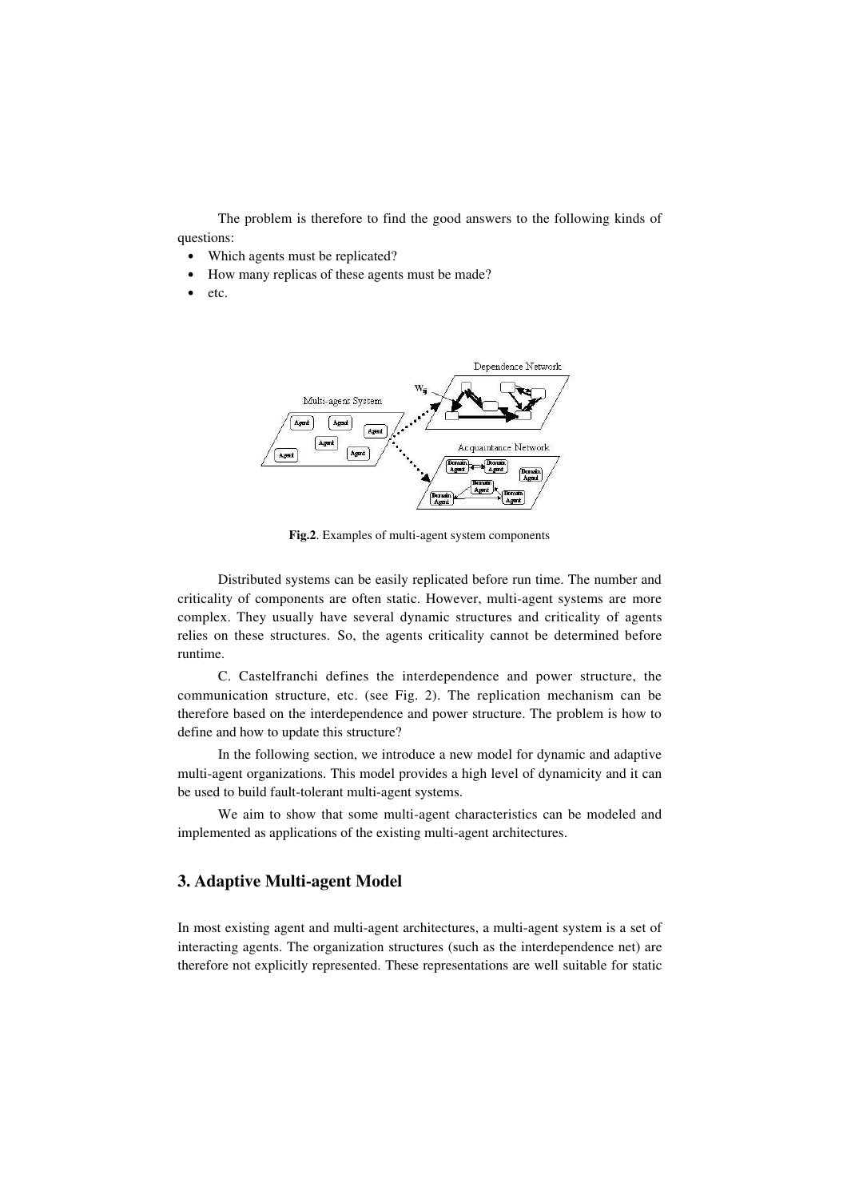The problem is therefore to find the good answers to the following kinds of questions:

- Which agents must be replicated?
- How many replicas of these agents must be made?
- etc.

**Fig.2**. Examples of multi-agent system components

Distributed systems can be easily replicated before run time. The number and criticality of components are often static. However, multi-agent systems are more complex. They usually have several dynamic structures and criticality of agents relies on these structures. So, the agents criticality cannot be determined before runtime.

C. Castelfranchi defines the interdependence and power structure, the communication structure, etc. (see Fig. 2). The replication mechanism can be therefore based on the interdependence and power structure. The problem is how to define and how to update this structure?

In the following section, we introduce a new model for dynamic and adaptive multi-agent organizations. This model provides a high level of dynamicity and it can be used to build fault-tolerant multi-agent systems.

We aim to show that some multi-agent characteristics can be modeled and implemented as applications of the existing multi-agent architectures.

## 3. Adaptive Multi-agent Model

In most existing agent and multi-agent architectures, a multi-agent system is a set of interacting agents. The organization structures (such as the interdependence net) are therefore not explicitly represented. These representations are well suitable for static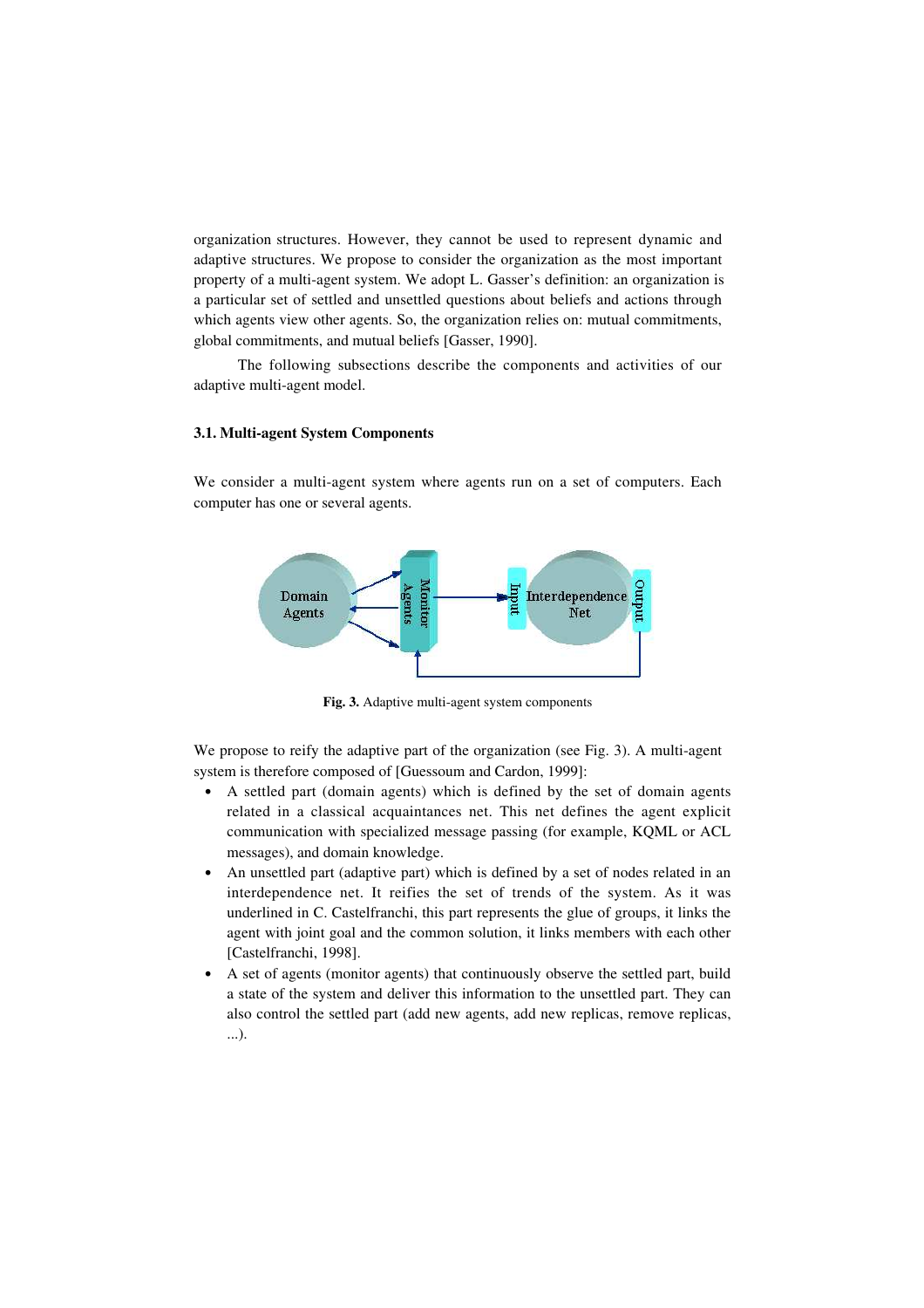organization structures. However, they cannot be used to represent dynamic and adaptive structures. We propose to consider the organization as the most important property of a multi-agent system. We adopt L. Gasser's definition: an organization is a particular set of settled and unsettled questions about beliefs and actions through which agents view other agents. So, the organization relies on: mutual commitments, global commitments, and mutual beliefs [Gasser, 1990].

The following subsections describe the components and activities of our adaptive multi-agent model.

### 3.1. Multi-agent System Components

We consider a multi-agent system where agents run on a set of computers. Each computer has one or several agents.

**Fig. 3.** Adaptive multi-agent system components

We propose to reify the adaptive part of the organization (see Fig. 3). A multi-agent system is therefore composed of [Guessoum and Cardon, 1999]:

- A settled part (domain agents) which is defined by the set of domain agents related in a classical acquaintances net. This net defines the agent explicit communication with specialized message passing (for example, KQML or ACL messages), and domain knowledge.
- An unsettled part (adaptive part) which is defined by a set of nodes related in an interdependence net. It reifies the set of trends of the system. As it was underlined in C. Castelfranchi, this part represents the glue of groups, it links the agent with joint goal and the common solution, it links members with each other [Castelfranchi, 1998].
- A set of agents (monitor agents) that continuously observe the settled part, build a state of the system and deliver this information to the unsettled part. They can also control the settled part (add new agents, add new replicas, remove replicas, ...).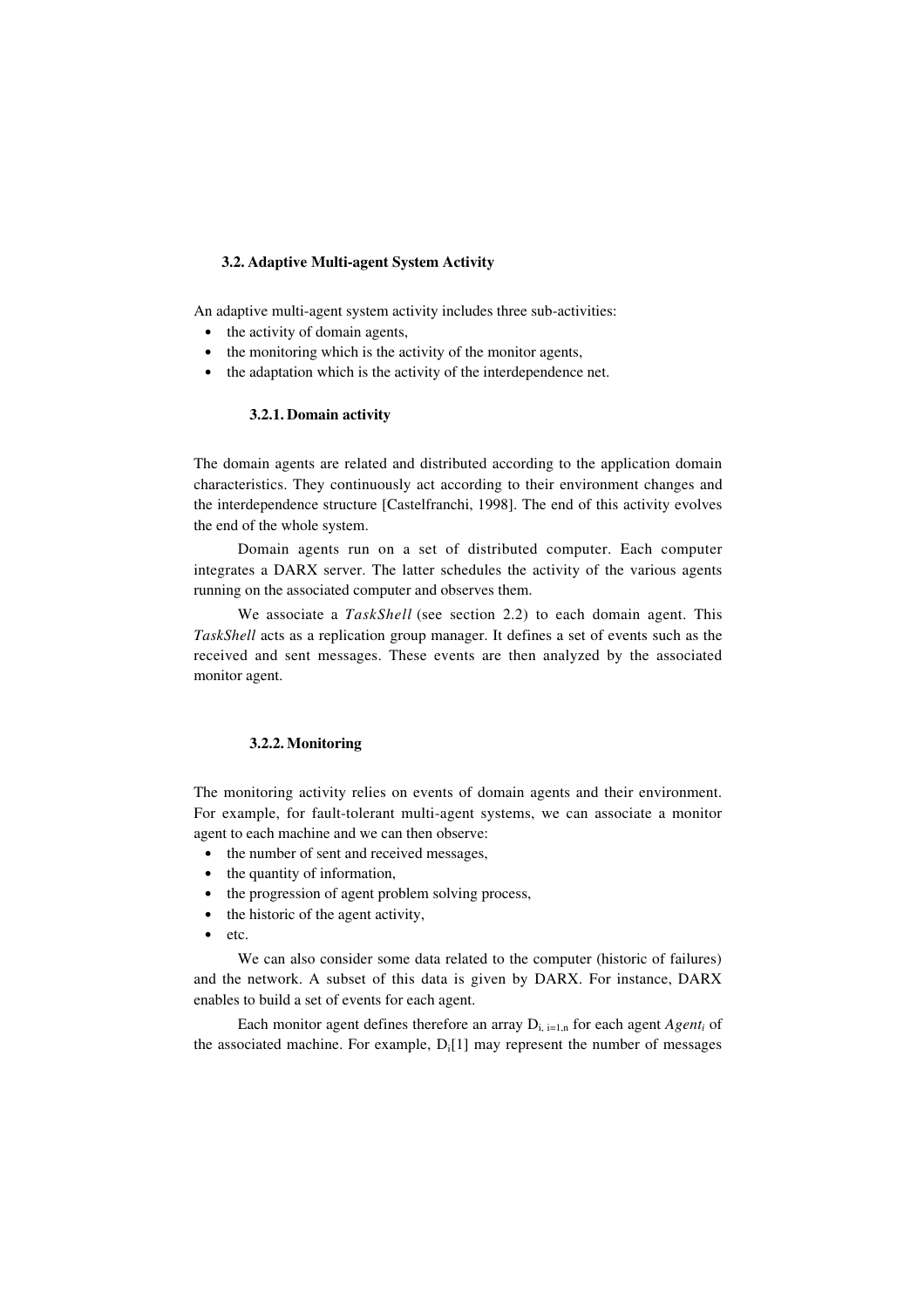### 3.2. Adaptive Multi-agent System Activity

An adaptive multi-agent system activity includes three sub-activities:

- the activity of domain agents,
- the monitoring which is the activity of the monitor agents,
- the adaptation which is the activity of the interdependence net.

#### 3.2.1. Domain activity

The domain agents are related and distributed according to the application domain characteristics. They continuously act according to their environment changes and the interdependence structure [Castelfranchi, 1998]. The end of this activity evolves the end of the whole system.

Domain agents run on a set of distributed computer. Each computer integrates a DARX server. The latter schedules the activity of the various agents running on the associated computer and observes them.

We associate a *TaskShell* (see section 2.2) to each domain agent. This *TaskShell* acts as a replication group manager. It defines a set of events such as the received and sent messages. These events are then analyzed by the associated monitor agent.

#### 3.2.2. Monitoring

The monitoring activity relies on events of domain agents and their environment. For example, for fault-tolerant multi-agent systems, we can associate a monitor agent to each machine and we can then observe:

- the number of sent and received messages,
- the quantity of information,
- the progression of agent problem solving process,
- the historic of the agent activity,
- etc.

We can also consider some data related to the computer (historic of failures) and the network. A subset of this data is given by DARX. For instance, DARX enables to build a set of events for each agent.

Each monitor agent defines therefore an array $D_{i,\ i=1,n}$ for each agent $Agent_i$ of the associated machine. For example, $D_i[1]$ may represent the number of messages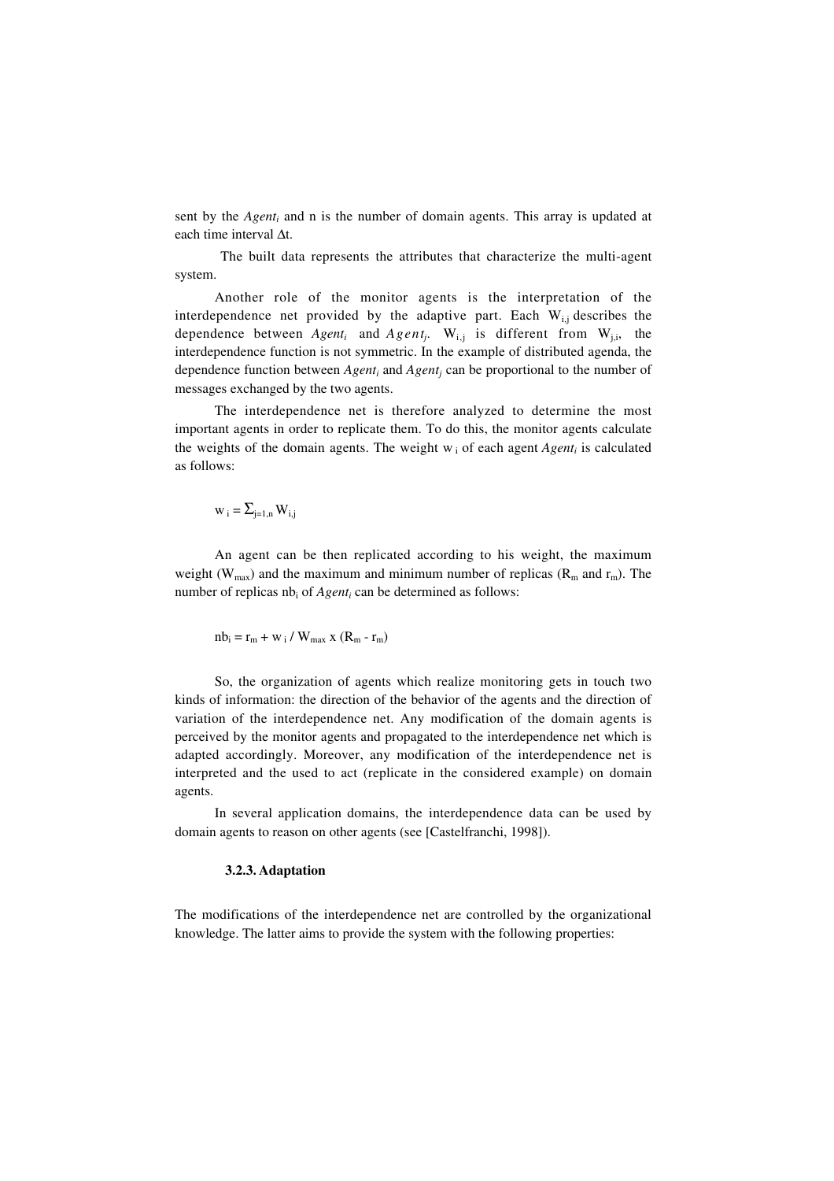sent by the $Agent_i$ and n is the number of domain agents. This array is updated at each time interval $\Delta t$.

The built data represents the attributes that characterize the multi-agent system.

Another role of the monitor agents is the interpretation of the interdependence net provided by the adaptive part. Each $W_{i,j}$ describes the dependence between $Agent_i$ and $Agent_j$. $W_{i,j}$ is different from $W_{j,i}$, the interdependence function is not symmetric. In the example of distributed agenda, the dependence function between $Agent_i$ and $Agent_j$ can be proportional to the number of messages exchanged by the two agents.

The interdependence net is therefore analyzed to determine the most important agents in order to replicate them. To do this, the monitor agents calculate the weights of the domain agents. The weight $w_i$ of each agent $Agent_i$ is calculated as follows:

$$w_i = \Sigma_{j=1,n} W_{i,j}$$

An agent can be then replicated according to his weight, the maximum weight ($W_{max}$) and the maximum and minimum number of replicas ($R_m$ and $r_m$). The number of replicas $nb_i$ of $Agent_i$ can be determined as follows:

$$nb_i = r_m + w_i / W_{max} \times (R_m - r_m)$$

So, the organization of agents which realize monitoring gets in touch two kinds of information: the direction of the behavior of the agents and the direction of variation of the interdependence net. Any modification of the domain agents is perceived by the monitor agents and propagated to the interdependence net which is adapted accordingly. Moreover, any modification of the interdependence net is interpreted and the used to act (replicate in the considered example) on domain agents.

In several application domains, the interdependence data can be used by domain agents to reason on other agents (see [Castelfranchi, 1998]).

#### 3.2.3. Adaptation

The modifications of the interdependence net are controlled by the organizational knowledge. The latter aims to provide the system with the following properties: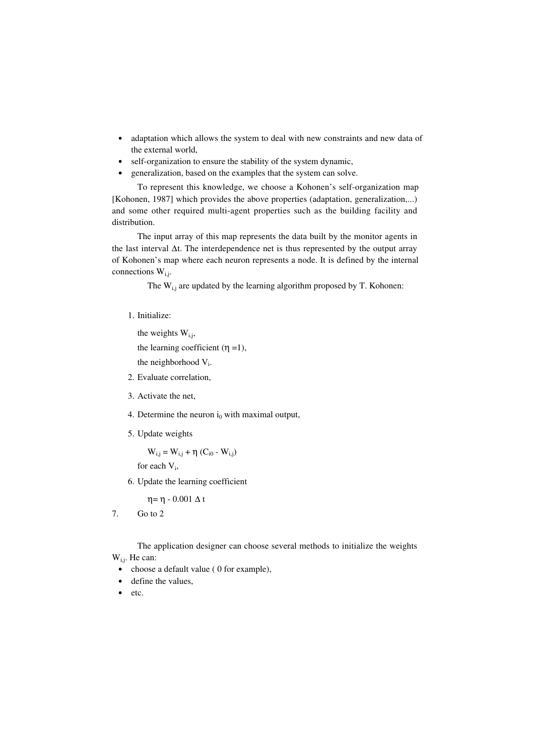- adaptation which allows the system to deal with new constraints and new data of the external world,
- self-organization to ensure the stability of the system dynamic,
- generalization, based on the examples that the system can solve.

To represent this knowledge, we choose a Kohonen's self-organization map [Kohonen, 1987] which provides the above properties (adaptation, generalization,...) and some other required multi-agent properties such as the building facility and distribution.

The input array of this map represents the data built by the monitor agents in the last interval $\Delta t$. The interdependence net is thus represented by the output array of Kohonen's map where each neuron represents a node. It is defined by the internal connections $W_{i,j}$.

The $W_{i,j}$ are updated by the learning algorithm proposed by T. Kohonen:

1. Initialize:

   the weights $W_{i,j}$,

   the learning coefficient ($\eta = 1$),

   the neighborhood $V_i$.

2. Evaluate correlation,
3. Activate the net,
4. Determine the neuron $i_0$ with maximal output,
5. Update weights

   $W_{i,j} = W_{i,j} + \eta\ (C_{i0} - W_{i,j})$

   for each $V_i$,

6. Update the learning coefficient

   $\eta = \eta - 0.001\ \Delta t$

7. Go to 2

The application designer can choose several methods to initialize the weights $W_{i,j}$. He can:

- choose a default value ( 0 for example),
- define the values,
- etc.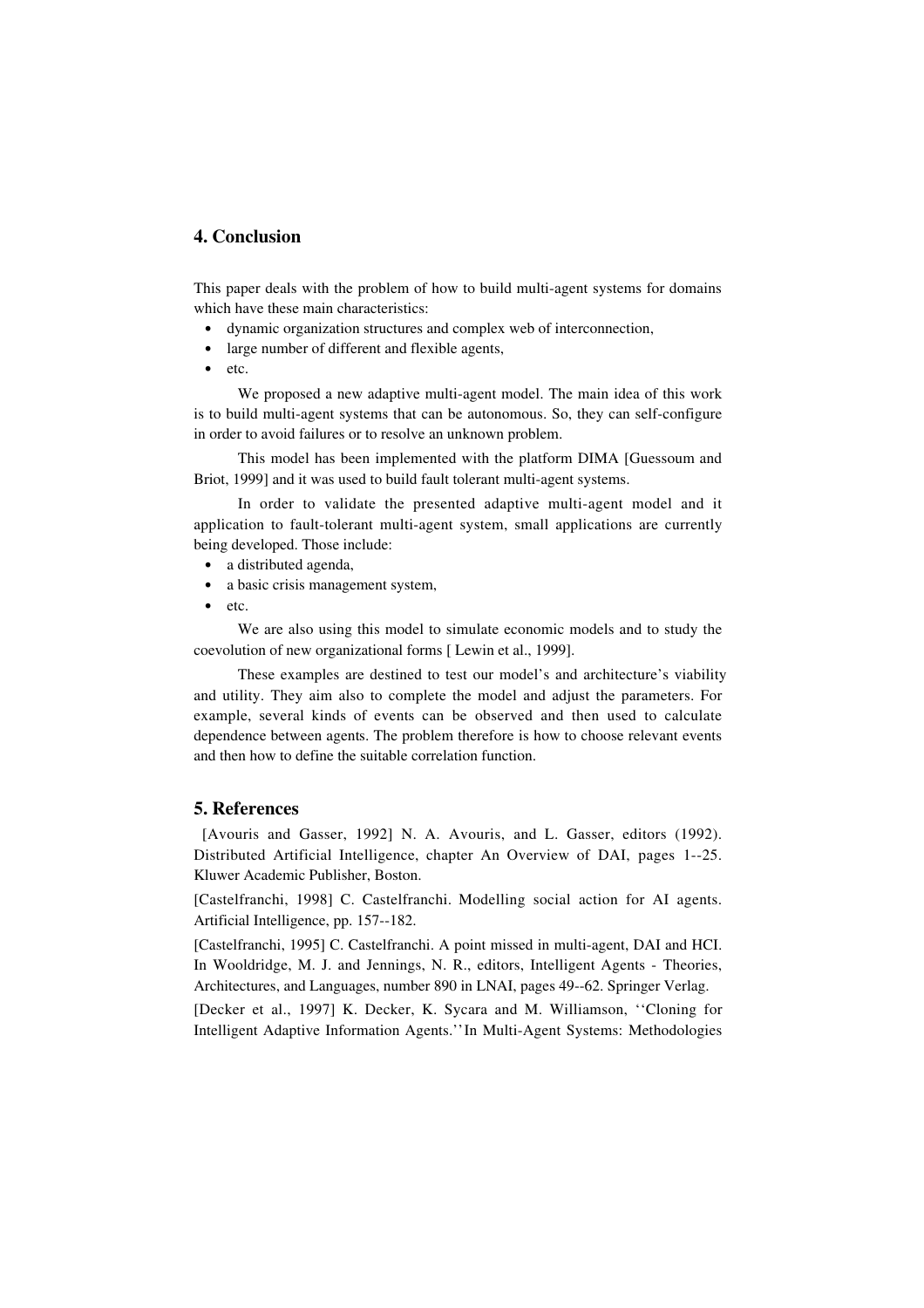## 4. Conclusion

This paper deals with the problem of how to build multi-agent systems for domains which have these main characteristics:

- dynamic organization structures and complex web of interconnection,
- large number of different and flexible agents,
- etc.

We proposed a new adaptive multi-agent model. The main idea of this work is to build multi-agent systems that can be autonomous. So, they can self-configure in order to avoid failures or to resolve an unknown problem.

This model has been implemented with the platform DIMA [Guessoum and Briot, 1999] and it was used to build fault tolerant multi-agent systems.

In order to validate the presented adaptive multi-agent model and it application to fault-tolerant multi-agent system, small applications are currently being developed. Those include:

- a distributed agenda,
- a basic crisis management system,
- etc.

We are also using this model to simulate economic models and to study the coevolution of new organizational forms [ Lewin et al., 1999].

These examples are destined to test our model's and architecture's viability and utility. They aim also to complete the model and adjust the parameters. For example, several kinds of events can be observed and then used to calculate dependence between agents. The problem therefore is how to choose relevant events and then how to define the suitable correlation function.

## 5. References

[Avouris and Gasser, 1992] N. A. Avouris, and L. Gasser, editors (1992). Distributed Artificial Intelligence, chapter An Overview of DAI, pages 1--25. Kluwer Academic Publisher, Boston.

[Castelfranchi, 1998] C. Castelfranchi. Modelling social action for AI agents. Artificial Intelligence, pp. 157--182.

[Castelfranchi, 1995] C. Castelfranchi. A point missed in multi-agent, DAI and HCI. In Wooldridge, M. J. and Jennings, N. R., editors, Intelligent Agents - Theories, Architectures, and Languages, number 890 in LNAI, pages 49--62. Springer Verlag.

[Decker et al., 1997] K. Decker, K. Sycara and M. Williamson, ''Cloning for Intelligent Adaptive Information Agents.'' In Multi-Agent Systems: Methodologies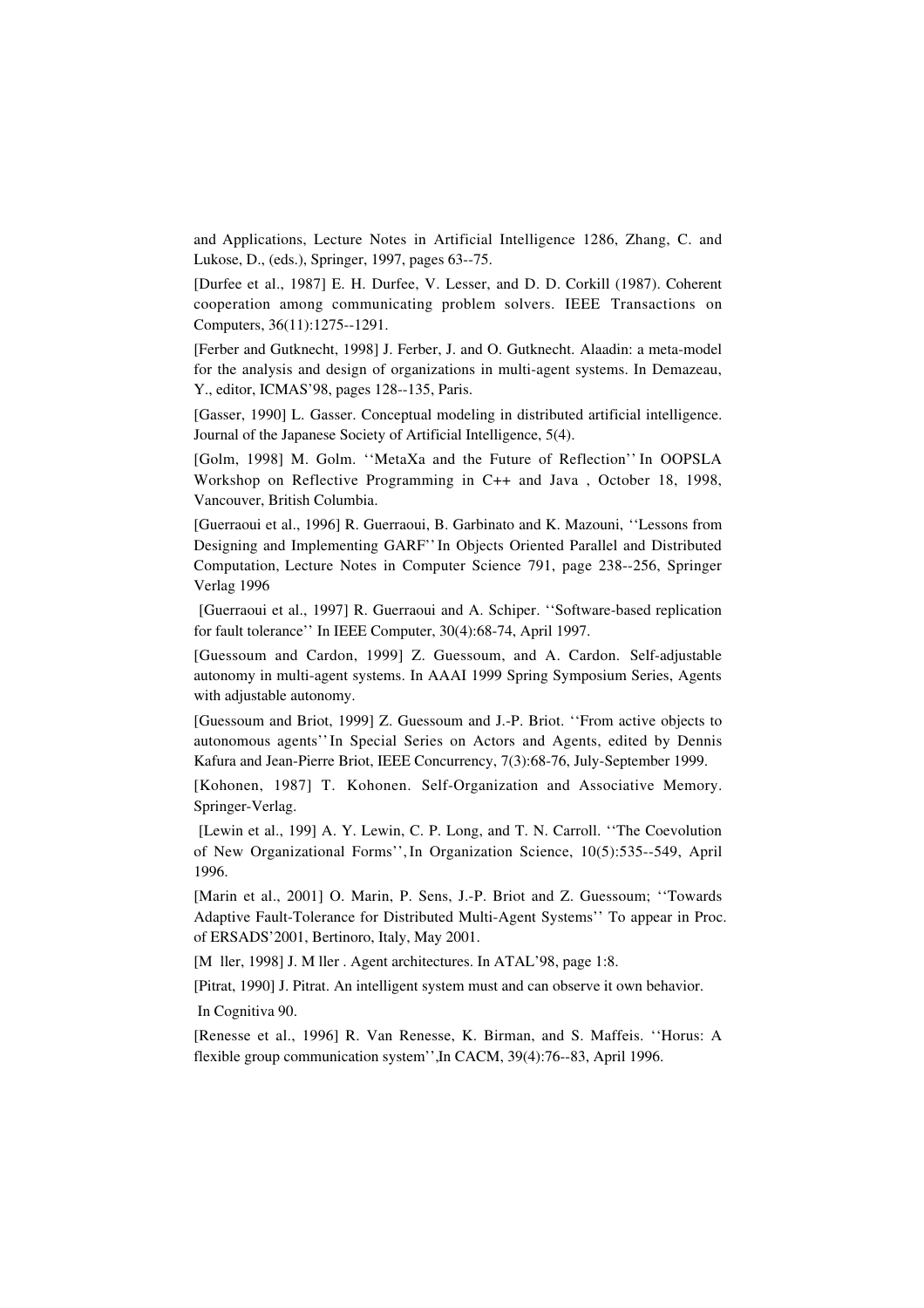and Applications, Lecture Notes in Artificial Intelligence 1286, Zhang, C. and Lukose, D., (eds.), Springer, 1997, pages 63--75.

[Durfee et al., 1987] E. H. Durfee, V. Lesser, and D. D. Corkill (1987). Coherent cooperation among communicating problem solvers. IEEE Transactions on Computers, 36(11):1275--1291.

[Ferber and Gutknecht, 1998] J. Ferber, J. and O. Gutknecht. Alaadin: a meta-model for the analysis and design of organizations in multi-agent systems. In Demazeau, Y., editor, ICMAS'98, pages 128--135, Paris.

[Gasser, 1990] L. Gasser. Conceptual modeling in distributed artificial intelligence. Journal of the Japanese Society of Artificial Intelligence, 5(4).

[Golm, 1998] M. Golm. ''MetaXa and the Future of Reflection'' In OOPSLA Workshop on Reflective Programming in C++ and Java , October 18, 1998, Vancouver, British Columbia.

[Guerraoui et al., 1996] R. Guerraoui, B. Garbinato and K. Mazouni, ''Lessons from Designing and Implementing GARF'' In Objects Oriented Parallel and Distributed Computation, Lecture Notes in Computer Science 791, page 238--256, Springer Verlag 1996

[Guerraoui et al., 1997] R. Guerraoui and A. Schiper. ''Software-based replication for fault tolerance'' In IEEE Computer, 30(4):68-74, April 1997.

[Guessoum and Cardon, 1999] Z. Guessoum, and A. Cardon. Self-adjustable autonomy in multi-agent systems. In AAAI 1999 Spring Symposium Series, Agents with adjustable autonomy.

[Guessoum and Briot, 1999] Z. Guessoum and J.-P. Briot. ''From active objects to autonomous agents'' In Special Series on Actors and Agents, edited by Dennis Kafura and Jean-Pierre Briot, IEEE Concurrency, 7(3):68-76, July-September 1999.

[Kohonen, 1987] T. Kohonen. Self-Organization and Associative Memory. Springer-Verlag.

[Lewin et al., 199] A. Y. Lewin, C. P. Long, and T. N. Carroll. ''The Coevolution of New Organizational Forms'', In Organization Science, 10(5):535--549, April 1996.

[Marin et al., 2001] O. Marin, P. Sens, J.-P. Briot and Z. Guessoum; ''Towards Adaptive Fault-Tolerance for Distributed Multi-Agent Systems'' To appear in Proc. of ERSADS'2001, Bertinoro, Italy, May 2001.

[M ller, 1998] J. M ller . Agent architectures. In ATAL'98, page 1:8.

[Pitrat, 1990] J. Pitrat. An intelligent system must and can observe it own behavior.

In Cognitiva 90.

[Renesse et al., 1996] R. Van Renesse, K. Birman, and S. Maffeis. ''Horus: A flexible group communication system'',In CACM, 39(4):76--83, April 1996.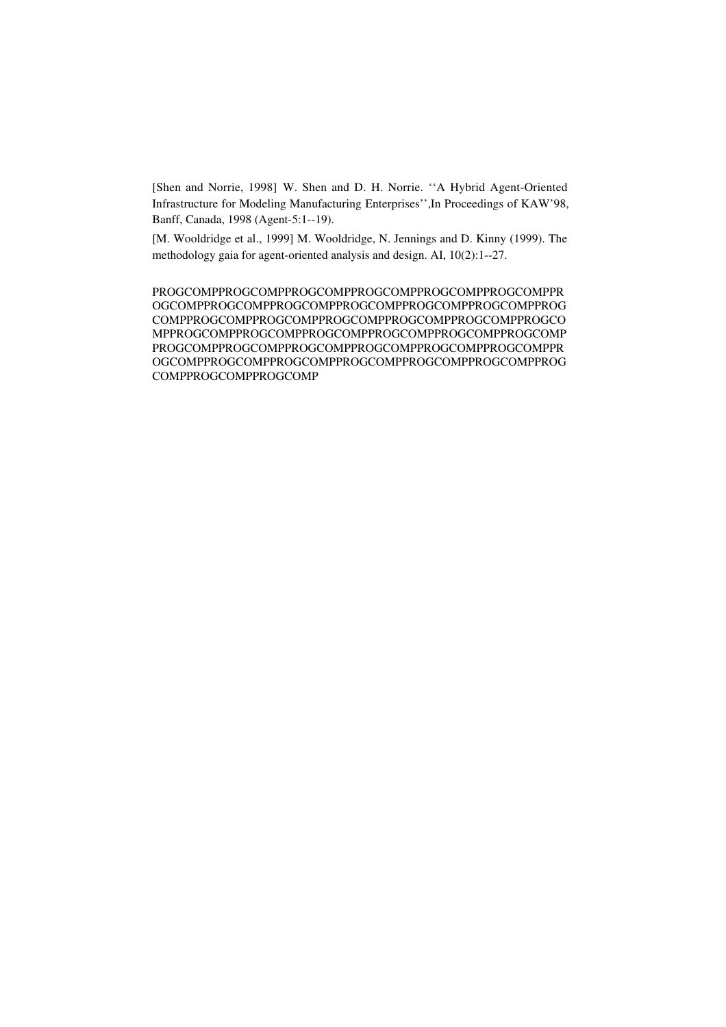[Shen and Norrie, 1998] W. Shen and D. H. Norrie. ''A Hybrid Agent-Oriented Infrastructure for Modeling Manufacturing Enterprises'',In Proceedings of KAW'98, Banff, Canada, 1998 (Agent-5:1--19).

[M. Wooldridge et al., 1999] M. Wooldridge, N. Jennings and D. Kinny (1999). The methodology gaia for agent-oriented analysis and design. AI, 10(2):1--27.

PROGCOMPPROGCOMPPROGCOMPPROGCOMPPROGCOMPPROGCOMPPROGCOMPPROGCOMPPROGCOMPPROGCOMPPROGCOMPPROGCOMPPROGCOMPPROGCOMPPROGCOMPPROGCOMPPROGCOMPPROGCOMPPROGCOMPPROGCOMPPROGCOMPPROGCOMPPROGCOMPPROGCOMPPROGCOMPPROGCOMPPROGCOMPPROGCOMPPROGCOMPPROGCOMPPROGCOMPPROGCOMPPROGCOMPPROGCOMPPROGCOMPPROGCOMPPROGCOMPPROGCOMPPROGCOMPPROGCOMPPROGCOMPPROGCOMPPROGCOMPPROGCOMPPROGCOMPPROGCOMP